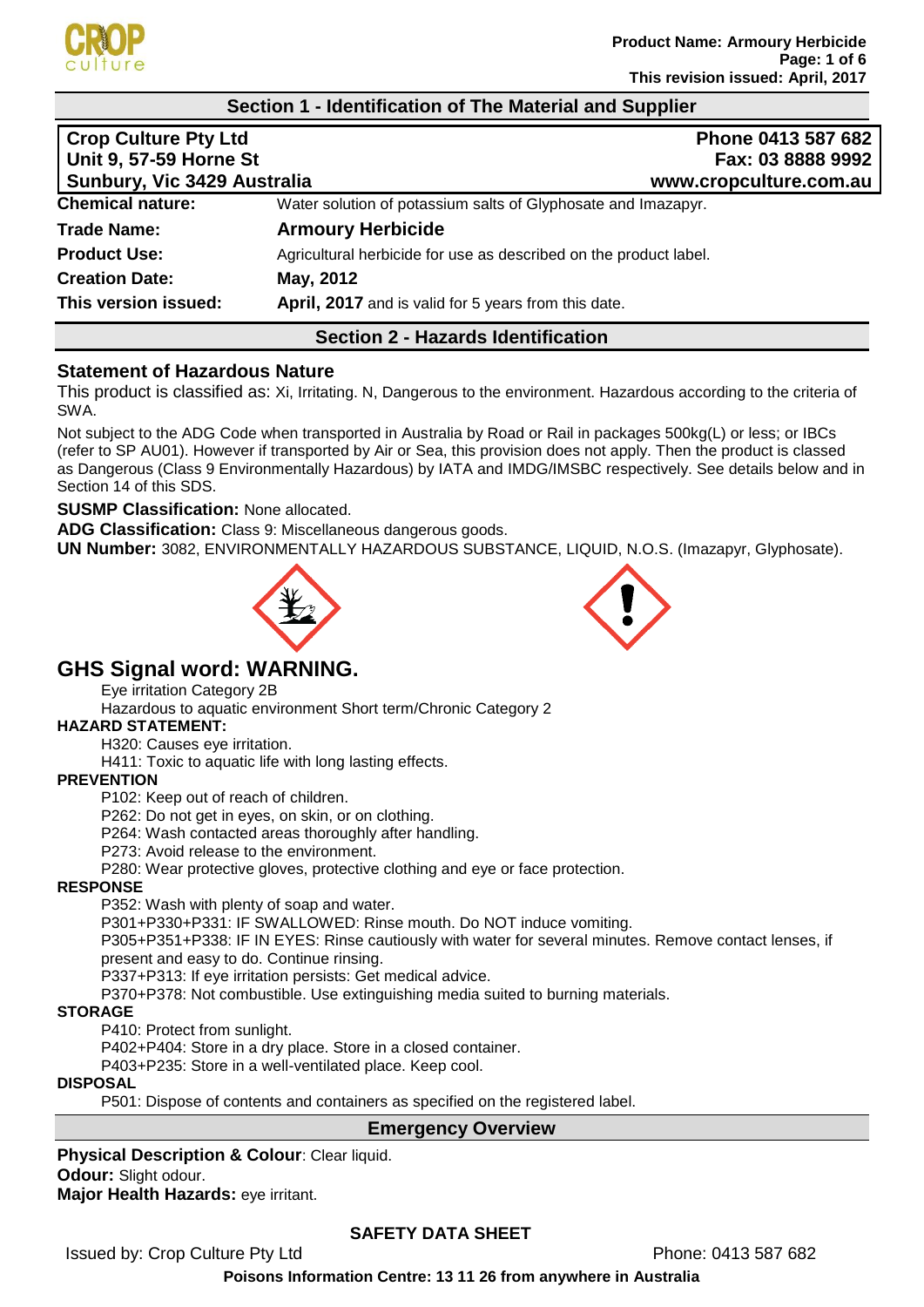## Section 1 - Identification of The Material and Supplier

| | |
|---|---|
| **Crop Culture Pty Ltd** | **Phone 0413 587 682** |
| **Unit 9, 57-59 Horne St** | **Fax: 03 8888 9992** |
| **Sunbury, Vic 3429 Australia** | **www.cropculture.com.au** |

| | |
|---|---|
| **Chemical nature:** | Water solution of potassium salts of Glyphosate and Imazapyr. |
| **Trade Name:** | **Armoury Herbicide** |
| **Product Use:** | Agricultural herbicide for use as described on the product label. |
| **Creation Date:** | **May, 2012** |
| **This version issued:** | **April, 2017** and is valid for 5 years from this date. |

## Section 2 - Hazards Identification

### Statement of Hazardous Nature

This product is classified as: Xi, Irritating. N, Dangerous to the environment. Hazardous according to the criteria of SWA.

Not subject to the ADG Code when transported in Australia by Road or Rail in packages 500kg(L) or less; or IBCs (refer to SP AU01). However if transported by Air or Sea, this provision does not apply. Then the product is classed as Dangerous (Class 9 Environmentally Hazardous) by IATA and IMDG/IMSBC respectively. See details below and in Section 14 of this SDS.

**SUSMP Classification:** None allocated.

**ADG Classification:** Class 9: Miscellaneous dangerous goods.

**UN Number:** 3082, ENVIRONMENTALLY HAZARDOUS SUBSTANCE, LIQUID, N.O.S. (Imazapyr, Glyphosate).

## GHS Signal word: WARNING.

Eye irritation Category 2B

Hazardous to aquatic environment Short term/Chronic Category 2

**HAZARD STATEMENT:**

H320: Causes eye irritation.

H411: Toxic to aquatic life with long lasting effects.

**PREVENTION**

P102: Keep out of reach of children.

P262: Do not get in eyes, on skin, or on clothing.

P264: Wash contacted areas thoroughly after handling.

P273: Avoid release to the environment.

P280: Wear protective gloves, protective clothing and eye or face protection.

**RESPONSE**

P352: Wash with plenty of soap and water.

P301+P330+P331: IF SWALLOWED: Rinse mouth. Do NOT induce vomiting.

P305+P351+P338: IF IN EYES: Rinse cautiously with water for several minutes. Remove contact lenses, if present and easy to do. Continue rinsing.

P337+P313: If eye irritation persists: Get medical advice.

P370+P378: Not combustible. Use extinguishing media suited to burning materials.

**STORAGE**

P410: Protect from sunlight.

P402+P404: Store in a dry place. Store in a closed container.

P403+P235: Store in a well-ventilated place. Keep cool.

**DISPOSAL**

P501: Dispose of contents and containers as specified on the registered label.

## Emergency Overview

**Physical Description & Colour**: Clear liquid.

**Odour:** Slight odour.

**Major Health Hazards:** eye irritant.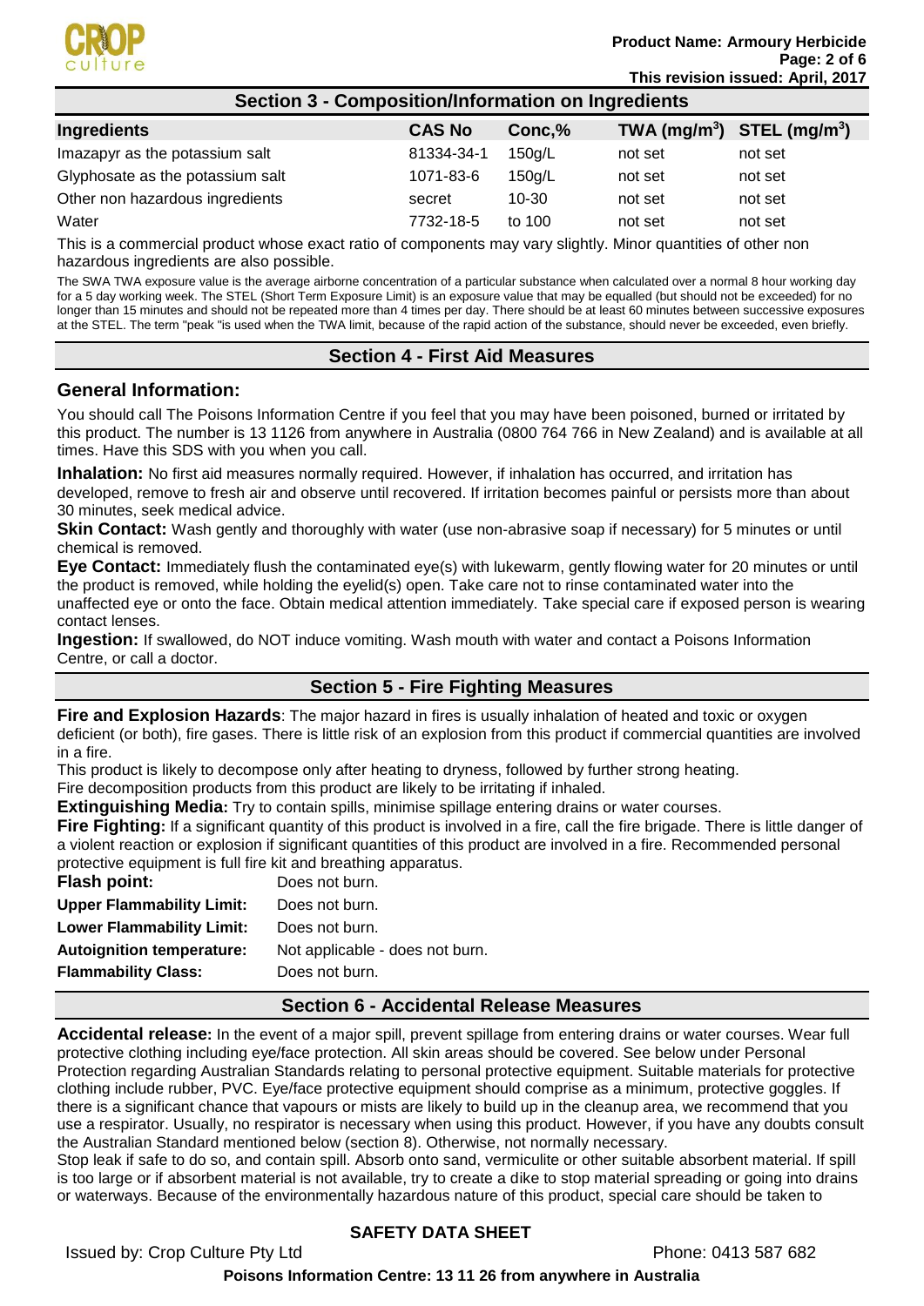## Section 3 - Composition/Information on Ingredients

| Ingredients | CAS No | Conc,% | TWA ($mg/m^3$) | STEL ($mg/m^3$) |
|---|---|---|---|---|
| Imazapyr as the potassium salt | 81334-34-1 | 150g/L | not set | not set |
| Glyphosate as the potassium salt | 1071-83-6 | 150g/L | not set | not set |
| Other non hazardous ingredients | secret | 10-30 | not set | not set |
| Water | 7732-18-5 | to 100 | not set | not set |

This is a commercial product whose exact ratio of components may vary slightly. Minor quantities of other non hazardous ingredients are also possible.

The SWA TWA exposure value is the average airborne concentration of a particular substance when calculated over a normal 8 hour working day for a 5 day working week. The STEL (Short Term Exposure Limit) is an exposure value that may be equalled (but should not be exceeded) for no longer than 15 minutes and should not be repeated more than 4 times per day. There should be at least 60 minutes between successive exposures at the STEL. The term "peak "is used when the TWA limit, because of the rapid action of the substance, should never be exceeded, even briefly.

## Section 4 - First Aid Measures

### General Information:

You should call The Poisons Information Centre if you feel that you may have been poisoned, burned or irritated by this product. The number is 13 1126 from anywhere in Australia (0800 764 766 in New Zealand) and is available at all times. Have this SDS with you when you call.

**Inhalation:** No first aid measures normally required. However, if inhalation has occurred, and irritation has developed, remove to fresh air and observe until recovered. If irritation becomes painful or persists more than about 30 minutes, seek medical advice.

**Skin Contact:** Wash gently and thoroughly with water (use non-abrasive soap if necessary) for 5 minutes or until chemical is removed.

**Eye Contact:** Immediately flush the contaminated eye(s) with lukewarm, gently flowing water for 20 minutes or until the product is removed, while holding the eyelid(s) open. Take care not to rinse contaminated water into the unaffected eye or onto the face. Obtain medical attention immediately. Take special care if exposed person is wearing contact lenses.

**Ingestion:** If swallowed, do NOT induce vomiting. Wash mouth with water and contact a Poisons Information Centre, or call a doctor.

## Section 5 - Fire Fighting Measures

**Fire and Explosion Hazards**: The major hazard in fires is usually inhalation of heated and toxic or oxygen deficient (or both), fire gases. There is little risk of an explosion from this product if commercial quantities are involved in a fire.

This product is likely to decompose only after heating to dryness, followed by further strong heating.

Fire decomposition products from this product are likely to be irritating if inhaled.

**Extinguishing Media:** Try to contain spills, minimise spillage entering drains or water courses.

**Fire Fighting:** If a significant quantity of this product is involved in a fire, call the fire brigade. There is little danger of a violent reaction or explosion if significant quantities of this product are involved in a fire. Recommended personal protective equipment is full fire kit and breathing apparatus.

**Flash point:** Does not burn.
**Upper Flammability Limit:** Does not burn.
**Lower Flammability Limit:** Does not burn.
**Autoignition temperature:** Not applicable - does not burn.
**Flammability Class:** Does not burn.

## Section 6 - Accidental Release Measures

**Accidental release:** In the event of a major spill, prevent spillage from entering drains or water courses. Wear full protective clothing including eye/face protection. All skin areas should be covered. See below under Personal Protection regarding Australian Standards relating to personal protective equipment. Suitable materials for protective clothing include rubber, PVC. Eye/face protective equipment should comprise as a minimum, protective goggles. If there is a significant chance that vapours or mists are likely to build up in the cleanup area, we recommend that you use a respirator. Usually, no respirator is necessary when using this product. However, if you have any doubts consult the Australian Standard mentioned below (section 8). Otherwise, not normally necessary.

Stop leak if safe to do so, and contain spill. Absorb onto sand, vermiculite or other suitable absorbent material. If spill is too large or if absorbent material is not available, try to create a dike to stop material spreading or going into drains or waterways. Because of the environmentally hazardous nature of this product, special care should be taken to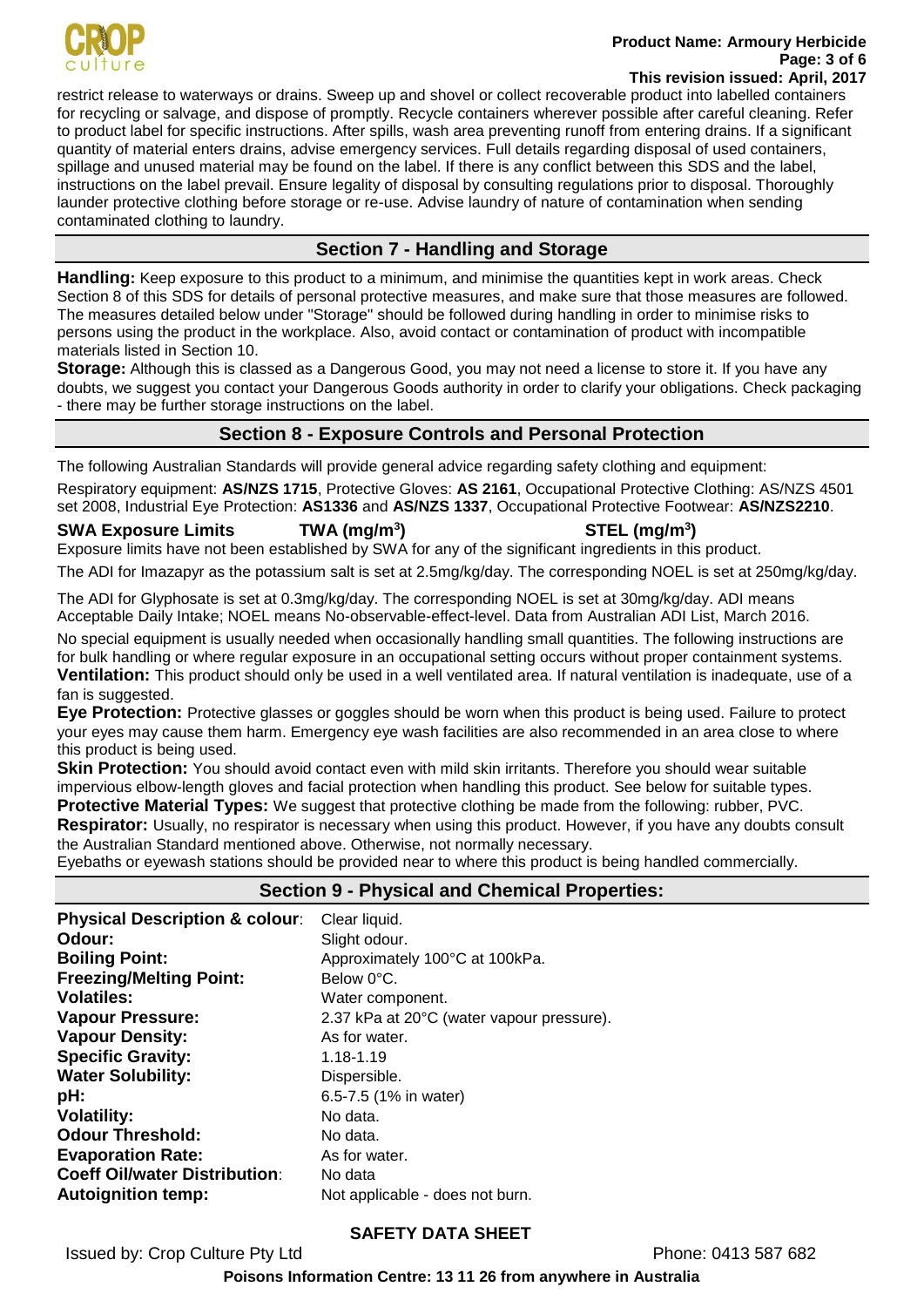restrict release to waterways or drains. Sweep up and shovel or collect recoverable product into labelled containers for recycling or salvage, and dispose of promptly. Recycle containers wherever possible after careful cleaning. Refer to product label for specific instructions. After spills, wash area preventing runoff from entering drains. If a significant quantity of material enters drains, advise emergency services. Full details regarding disposal of used containers, spillage and unused material may be found on the label. If there is any conflict between this SDS and the label, instructions on the label prevail. Ensure legality of disposal by consulting regulations prior to disposal. Thoroughly launder protective clothing before storage or re-use. Advise laundry of nature of contamination when sending contaminated clothing to laundry.

## Section 7 - Handling and Storage

**Handling:** Keep exposure to this product to a minimum, and minimise the quantities kept in work areas. Check Section 8 of this SDS for details of personal protective measures, and make sure that those measures are followed. The measures detailed below under "Storage" should be followed during handling in order to minimise risks to persons using the product in the workplace. Also, avoid contact or contamination of product with incompatible materials listed in Section 10.

**Storage:** Although this is classed as a Dangerous Good, you may not need a license to store it. If you have any doubts, we suggest you contact your Dangerous Goods authority in order to clarify your obligations. Check packaging - there may be further storage instructions on the label.

## Section 8 - Exposure Controls and Personal Protection

The following Australian Standards will provide general advice regarding safety clothing and equipment:

Respiratory equipment: **AS/NZS 1715**, Protective Gloves: **AS 2161**, Occupational Protective Clothing: AS/NZS 4501 set 2008, Industrial Eye Protection: **AS1336** and **AS/NZS 1337**, Occupational Protective Footwear: **AS/NZS2210**.

| SWA Exposure Limits | TWA ($mg/m^3$) | STEL ($mg/m^3$) |
|---|---|---|

Exposure limits have not been established by SWA for any of the significant ingredients in this product.

The ADI for Imazapyr as the potassium salt is set at 2.5mg/kg/day. The corresponding NOEL is set at 250mg/kg/day.

The ADI for Glyphosate is set at 0.3mg/kg/day. The corresponding NOEL is set at 30mg/kg/day. ADI means Acceptable Daily Intake; NOEL means No-observable-effect-level. Data from Australian ADI List, March 2016.

No special equipment is usually needed when occasionally handling small quantities. The following instructions are for bulk handling or where regular exposure in an occupational setting occurs without proper containment systems.

**Ventilation:** This product should only be used in a well ventilated area. If natural ventilation is inadequate, use of a fan is suggested.

**Eye Protection:** Protective glasses or goggles should be worn when this product is being used. Failure to protect your eyes may cause them harm. Emergency eye wash facilities are also recommended in an area close to where this product is being used.

**Skin Protection:** You should avoid contact even with mild skin irritants. Therefore you should wear suitable impervious elbow-length gloves and facial protection when handling this product. See below for suitable types.

**Protective Material Types:** We suggest that protective clothing be made from the following: rubber, PVC.

**Respirator:** Usually, no respirator is necessary when using this product. However, if you have any doubts consult the Australian Standard mentioned above. Otherwise, not normally necessary.

Eyebaths or eyewash stations should be provided near to where this product is being handled commercially.

## Section 9 - Physical and Chemical Properties:

| | |
|---|---|
| **Physical Description & colour**: | Clear liquid. |
| **Odour:** | Slight odour. |
| **Boiling Point:** | Approximately 100°C at 100kPa. |
| **Freezing/Melting Point:** | Below 0°C. |
| **Volatiles:** | Water component. |
| **Vapour Pressure:** | 2.37 kPa at 20°C (water vapour pressure). |
| **Vapour Density:** | As for water. |
| **Specific Gravity:** | 1.18-1.19 |
| **Water Solubility:** | Dispersible. |
| **pH:** | 6.5-7.5 (1% in water) |
| **Volatility:** | No data. |
| **Odour Threshold:** | No data. |
| **Evaporation Rate:** | As for water. |
| **Coeff Oil/water Distribution**: | No data |
| **Autoignition temp:** | Not applicable - does not burn. |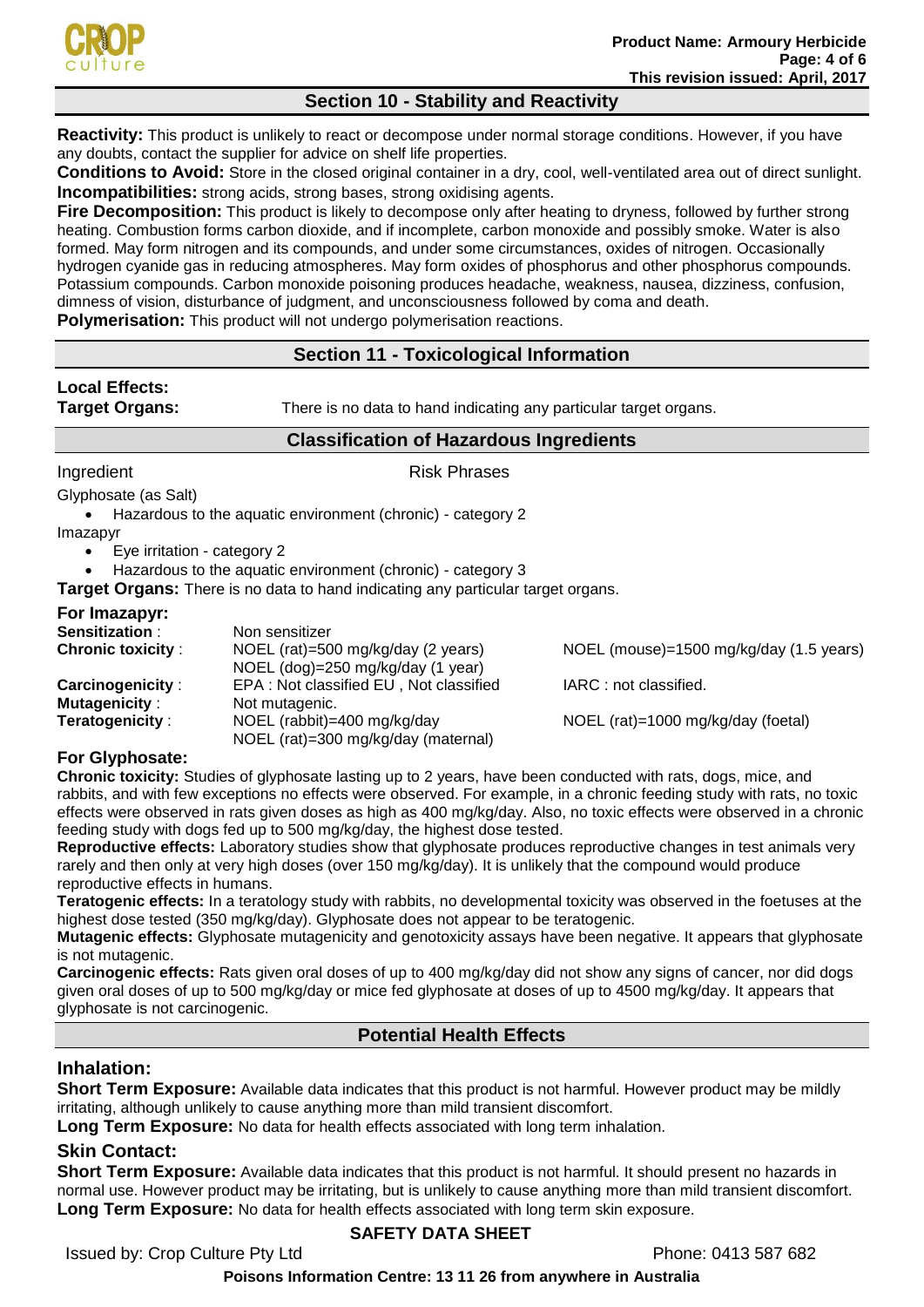## Section 10 - Stability and Reactivity

**Reactivity:** This product is unlikely to react or decompose under normal storage conditions. However, if you have any doubts, contact the supplier for advice on shelf life properties.

**Conditions to Avoid:** Store in the closed original container in a dry, cool, well-ventilated area out of direct sunlight.

**Incompatibilities:** strong acids, strong bases, strong oxidising agents.

**Fire Decomposition:** This product is likely to decompose only after heating to dryness, followed by further strong heating. Combustion forms carbon dioxide, and if incomplete, carbon monoxide and possibly smoke. Water is also formed. May form nitrogen and its compounds, and under some circumstances, oxides of nitrogen. Occasionally hydrogen cyanide gas in reducing atmospheres. May form oxides of phosphorus and other phosphorus compounds. Potassium compounds. Carbon monoxide poisoning produces headache, weakness, nausea, dizziness, confusion, dimness of vision, disturbance of judgment, and unconsciousness followed by coma and death.

**Polymerisation:** This product will not undergo polymerisation reactions.

## Section 11 - Toxicological Information

**Local Effects:**

**Target Organs:** There is no data to hand indicating any particular target organs.

### Classification of Hazardous Ingredients

| Ingredient | Risk Phrases |
|---|---|

Glyphosate (as Salt)

- Hazardous to the aquatic environment (chronic) - category 2

Imazapyr

- Eye irritation - category 2
- Hazardous to the aquatic environment (chronic) - category 3

**Target Organs:** There is no data to hand indicating any particular target organs.

**For Imazapyr:**

| | | |
|---|---|---|
| **Sensitization** : | Non sensitizer | |
| **Chronic toxicity** : | NOEL (rat)=500 mg/kg/day (2 years)<br>NOEL (dog)=250 mg/kg/day (1 year) | NOEL (mouse)=1500 mg/kg/day (1.5 years) |
| **Carcinogenicity** : | EPA : Not classified EU , Not classified | IARC : not classified. |
| **Mutagenicity** : | Not mutagenic. | |
| **Teratogenicity** : | NOEL (rabbit)=400 mg/kg/day<br>NOEL (rat)=300 mg/kg/day (maternal) | NOEL (rat)=1000 mg/kg/day (foetal) |

**For Glyphosate:**

**Chronic toxicity:** Studies of glyphosate lasting up to 2 years, have been conducted with rats, dogs, mice, and rabbits, and with few exceptions no effects were observed. For example, in a chronic feeding study with rats, no toxic effects were observed in rats given doses as high as 400 mg/kg/day. Also, no toxic effects were observed in a chronic feeding study with dogs fed up to 500 mg/kg/day, the highest dose tested.

**Reproductive effects:** Laboratory studies show that glyphosate produces reproductive changes in test animals very rarely and then only at very high doses (over 150 mg/kg/day). It is unlikely that the compound would produce reproductive effects in humans.

**Teratogenic effects:** In a teratology study with rabbits, no developmental toxicity was observed in the foetuses at the highest dose tested (350 mg/kg/day). Glyphosate does not appear to be teratogenic.

**Mutagenic effects:** Glyphosate mutagenicity and genotoxicity assays have been negative. It appears that glyphosate is not mutagenic.

**Carcinogenic effects:** Rats given oral doses of up to 400 mg/kg/day did not show any signs of cancer, nor did dogs given oral doses of up to 500 mg/kg/day or mice fed glyphosate at doses of up to 4500 mg/kg/day. It appears that glyphosate is not carcinogenic.

### Potential Health Effects

### Inhalation:

**Short Term Exposure:** Available data indicates that this product is not harmful. However product may be mildly irritating, although unlikely to cause anything more than mild transient discomfort.

**Long Term Exposure:** No data for health effects associated with long term inhalation.

### Skin Contact:

**Short Term Exposure:** Available data indicates that this product is not harmful. It should present no hazards in normal use. However product may be irritating, but is unlikely to cause anything more than mild transient discomfort.

**Long Term Exposure:** No data for health effects associated with long term skin exposure.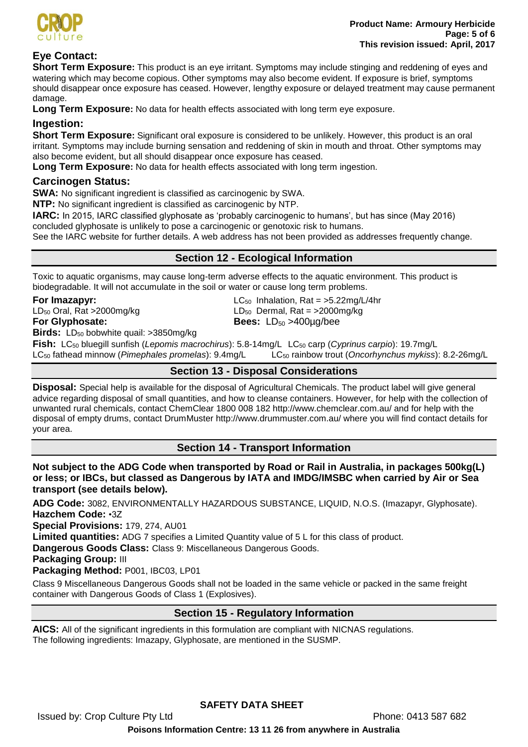### Eye Contact:

**Short Term Exposure:** This product is an eye irritant. Symptoms may include stinging and reddening of eyes and watering which may become copious. Other symptoms may also become evident. If exposure is brief, symptoms should disappear once exposure has ceased. However, lengthy exposure or delayed treatment may cause permanent damage.

**Long Term Exposure:** No data for health effects associated with long term eye exposure.

### Ingestion:

**Short Term Exposure:** Significant oral exposure is considered to be unlikely. However, this product is an oral irritant. Symptoms may include burning sensation and reddening of skin in mouth and throat. Other symptoms may also become evident, but all should disappear once exposure has ceased.

**Long Term Exposure:** No data for health effects associated with long term ingestion.

### Carcinogen Status:

**SWA:** No significant ingredient is classified as carcinogenic by SWA.

**NTP:** No significant ingredient is classified as carcinogenic by NTP.

**IARC:** In 2015, IARC classified glyphosate as 'probably carcinogenic to humans', but has since (May 2016) concluded glyphosate is unlikely to pose a carcinogenic or genotoxic risk to humans.

See the IARC website for further details. A web address has not been provided as addresses frequently change.

## Section 12 - Ecological Information

Toxic to aquatic organisms, may cause long-term adverse effects to the aquatic environment. This product is biodegradable. It will not accumulate in the soil or water or cause long term problems.

**For Imazapyr:**
$LD_{50}$ Oral, Rat >2000mg/kg
$LC_{50}$ Inhalation, Rat = >5.22mg/L/4hr
$LD_{50}$ Dermal, Rat = >2000mg/kg

**For Glyphosate:**
**Bees:** $LD_{50}$ >400µg/bee
**Birds:** $LD_{50}$ bobwhite quail: >3850mg/kg
**Fish:** $LC_{50}$ bluegill sunfish (*Lepomis macrochirus*): 5.8-14mg/L $LC_{50}$ carp (*Cyprinus carpio*): 19.7mg/L
$LC_{50}$ fathead minnow (*Pimephales promelas*): 9.4mg/L $LC_{50}$ rainbow trout (*Oncorhynchus mykiss*): 8.2-26mg/L

## Section 13 - Disposal Considerations

**Disposal:** Special help is available for the disposal of Agricultural Chemicals. The product label will give general advice regarding disposal of small quantities, and how to cleanse containers. However, for help with the collection of unwanted rural chemicals, contact ChemClear 1800 008 182 http://www.chemclear.com.au/ and for help with the disposal of empty drums, contact DrumMuster http://www.drummuster.com.au/ where you will find contact details for your area.

## Section 14 - Transport Information

**Not subject to the ADG Code when transported by Road or Rail in Australia, in packages 500kg(L) or less; or IBCs, but classed as Dangerous by IATA and IMDG/IMSBC when carried by Air or Sea transport (see details below).**

**ADG Code:** 3082, ENVIRONMENTALLY HAZARDOUS SUBSTANCE, LIQUID, N.O.S. (Imazapyr, Glyphosate).

**Hazchem Code:** •3Z

**Special Provisions:** 179, 274, AU01

**Limited quantities:** ADG 7 specifies a Limited Quantity value of 5 L for this class of product.

**Dangerous Goods Class:** Class 9: Miscellaneous Dangerous Goods.

**Packaging Group:** III

**Packaging Method:** P001, IBC03, LP01

Class 9 Miscellaneous Dangerous Goods shall not be loaded in the same vehicle or packed in the same freight container with Dangerous Goods of Class 1 (Explosives).

## Section 15 - Regulatory Information

**AICS:** All of the significant ingredients in this formulation are compliant with NICNAS regulations.
The following ingredients: Imazapy, Glyphosate, are mentioned in the SUSMP.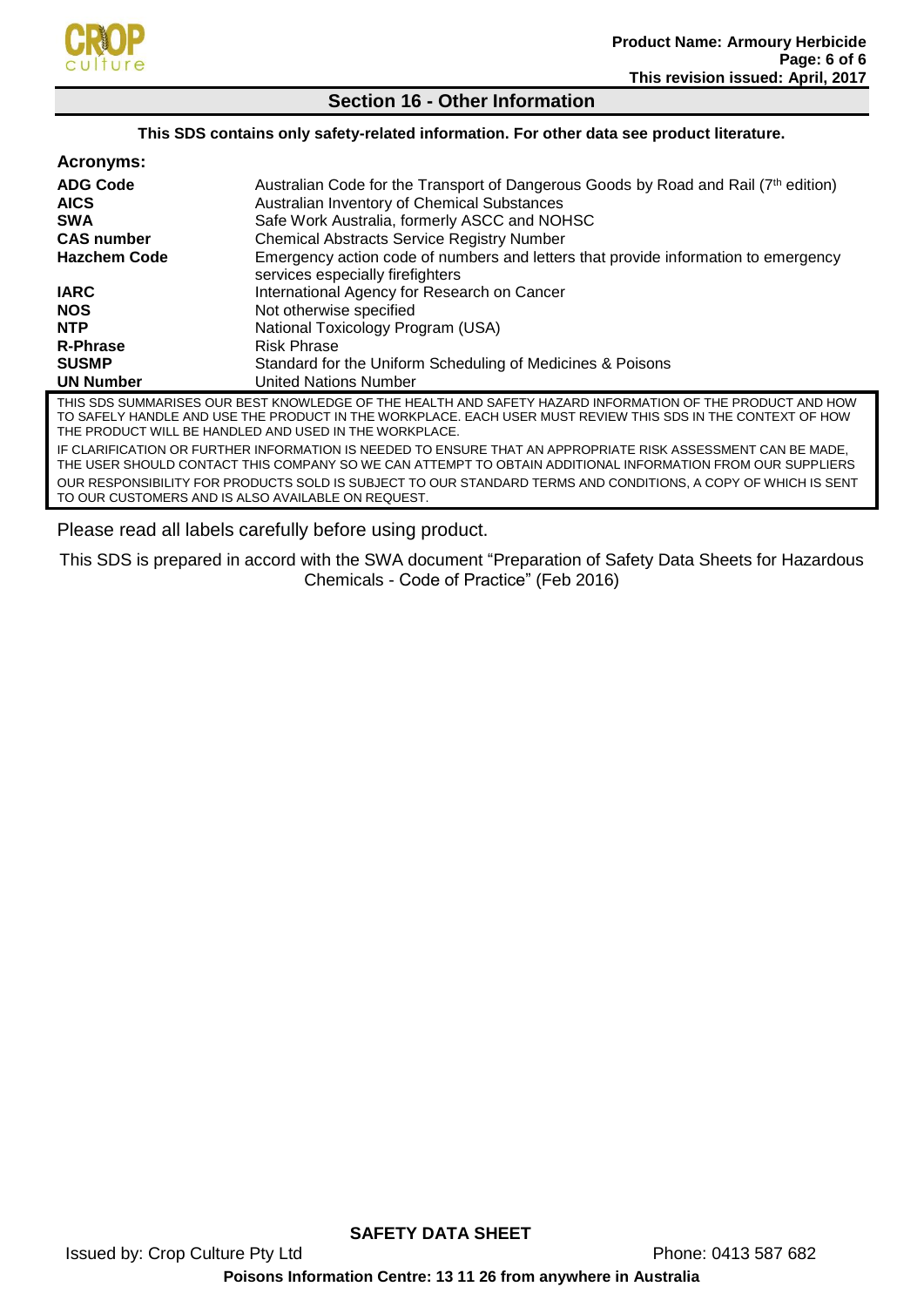## Section 16 - Other Information

**This SDS contains only safety-related information. For other data see product literature.**

**Acronyms:**

| | |
|---|---|
| **ADG Code** | Australian Code for the Transport of Dangerous Goods by Road and Rail (7th edition) |
| **AICS** | Australian Inventory of Chemical Substances |
| **SWA** | Safe Work Australia, formerly ASCC and NOHSC |
| **CAS number** | Chemical Abstracts Service Registry Number |
| **Hazchem Code** | Emergency action code of numbers and letters that provide information to emergency services especially firefighters |
| **IARC** | International Agency for Research on Cancer |
| **NOS** | Not otherwise specified |
| **NTP** | National Toxicology Program (USA) |
| **R-Phrase** | Risk Phrase |
| **SUSMP** | Standard for the Uniform Scheduling of Medicines & Poisons |
| **UN Number** | United Nations Number |

THIS SDS SUMMARISES OUR BEST KNOWLEDGE OF THE HEALTH AND SAFETY HAZARD INFORMATION OF THE PRODUCT AND HOW TO SAFELY HANDLE AND USE THE PRODUCT IN THE WORKPLACE. EACH USER MUST REVIEW THIS SDS IN THE CONTEXT OF HOW THE PRODUCT WILL BE HANDLED AND USED IN THE WORKPLACE.

IF CLARIFICATION OR FURTHER INFORMATION IS NEEDED TO ENSURE THAT AN APPROPRIATE RISK ASSESSMENT CAN BE MADE, THE USER SHOULD CONTACT THIS COMPANY SO WE CAN ATTEMPT TO OBTAIN ADDITIONAL INFORMATION FROM OUR SUPPLIERS

OUR RESPONSIBILITY FOR PRODUCTS SOLD IS SUBJECT TO OUR STANDARD TERMS AND CONDITIONS, A COPY OF WHICH IS SENT TO OUR CUSTOMERS AND IS ALSO AVAILABLE ON REQUEST.

Please read all labels carefully before using product.

This SDS is prepared in accord with the SWA document "Preparation of Safety Data Sheets for Hazardous Chemicals - Code of Practice" (Feb 2016)